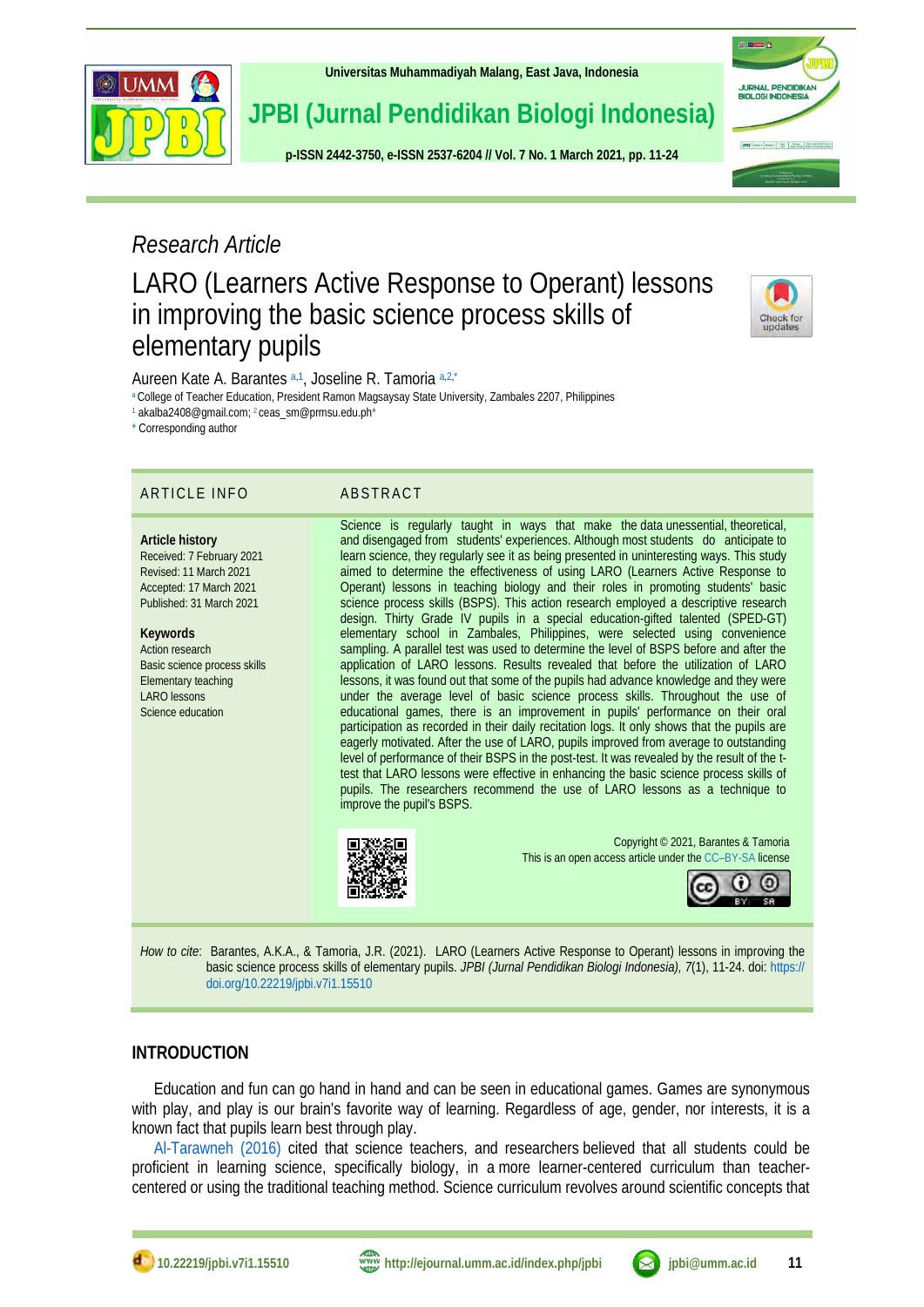*Research Article*

# LARO (Learners Active Response to Operant) lessons in improving the basic science process skills of elementary pupils

Aureen Kate A. Barantes [a,1], Joseline R. Tamoria [a,2,*]

[a] College of Teacher Education, President Ramon Magsaysay State University, Zambales 2207, Philippines

[1] akalba2408@gmail.com; [2] ceas_sm@prmsu.edu.ph*

\* Corresponding author

## ARTICLE INFO

**Article history**

Received: 7 February 2021

Revised: 11 March 2021

Accepted: 17 March 2021

Published: 31 March 2021

**Keywords**

Action research

Basic science process skills

Elementary teaching

LARO lessons

Science education

## ABSTRACT

Science is regularly taught in ways that make the data unessential, theoretical, and disengaged from students' experiences. Although most students do anticipate to learn science, they regularly see it as being presented in uninteresting ways. This study aimed to determine the effectiveness of using LARO (Learners Active Response to Operant) lessons in teaching biology and their roles in promoting students' basic science process skills (BSPS). This action research employed a descriptive research design. Thirty Grade IV pupils in a special education-gifted talented (SPED-GT) elementary school in Zambales, Philippines, were selected using convenience sampling. A parallel test was used to determine the level of BSPS before and after the application of LARO lessons. Results revealed that before the utilization of LARO lessons, it was found out that some of the pupils had advance knowledge and they were under the average level of basic science process skills. Throughout the use of educational games, there is an improvement in pupils' performance on their oral participation as recorded in their daily recitation logs. It only shows that the pupils are eagerly motivated. After the use of LARO, pupils improved from average to outstanding level of performance of their BSPS in the post-test. It was revealed by the result of the t-test that LARO lessons were effective in enhancing the basic science process skills of pupils. The researchers recommend the use of LARO lessons as a technique to improve the pupil's BSPS.

Copyright © 2021, Barantes & Tamoria

This is an open access article under the CC–BY-SA license

*How to cite*: Barantes, A.K.A., & Tamoria, J.R. (2021). LARO (Learners Active Response to Operant) lessons in improving the basic science process skills of elementary pupils. *JPBI (Jurnal Pendidikan Biologi Indonesia), 7*(1), 11-24. doi: https://doi.org/10.22219/jpbi.v7i1.15510

## INTRODUCTION

Education and fun can go hand in hand and can be seen in educational games. Games are synonymous with play, and play is our brain's favorite way of learning. Regardless of age, gender, nor interests, it is a known fact that pupils learn best through play.

Al-Tarawneh (2016) cited that science teachers, and researchers believed that all students could be proficient in learning science, specifically biology, in a more learner-centered curriculum than teacher-centered or using the traditional teaching method. Science curriculum revolves around scientific concepts that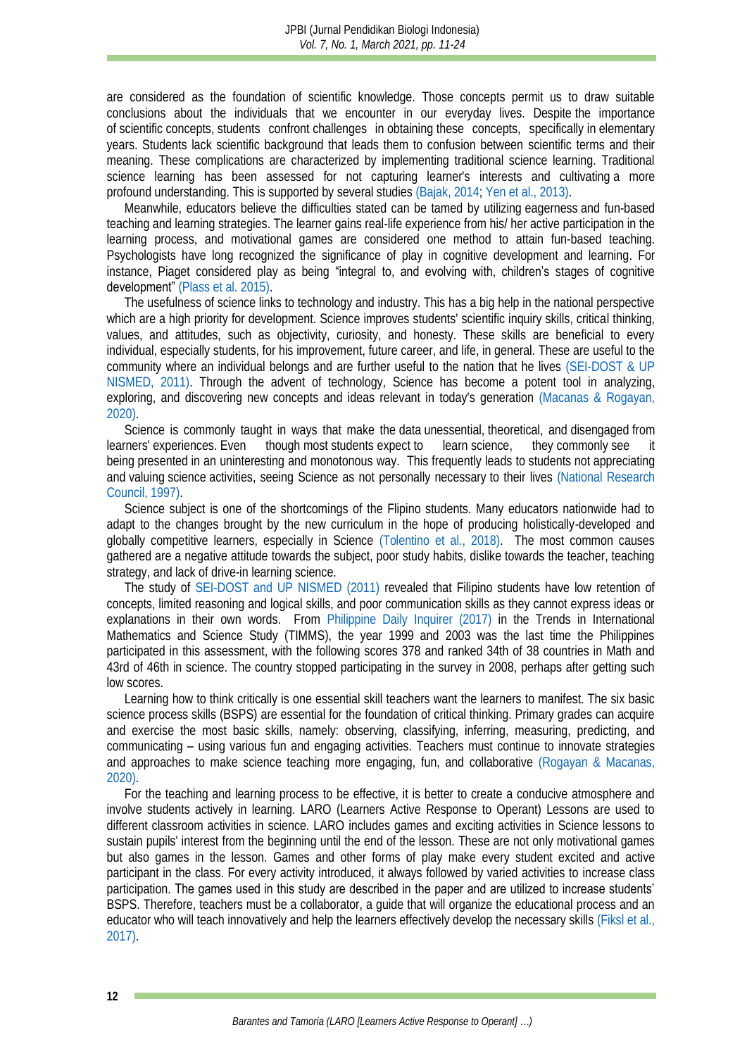are considered as the foundation of scientific knowledge. Those concepts permit us to draw suitable conclusions about the individuals that we encounter in our everyday lives. Despite the importance of scientific concepts, students confront challenges in obtaining these concepts, specifically in elementary years. Students lack scientific background that leads them to confusion between scientific terms and their meaning. These complications are characterized by implementing traditional science learning. Traditional science learning has been assessed for not capturing learner's interests and cultivating a more profound understanding. This is supported by several studies (Bajak, 2014; Yen et al., 2013).

Meanwhile, educators believe the difficulties stated can be tamed by utilizing eagerness and fun-based teaching and learning strategies. The learner gains real-life experience from his/ her active participation in the learning process, and motivational games are considered one method to attain fun-based teaching. Psychologists have long recognized the significance of play in cognitive development and learning. For instance, Piaget considered play as being "integral to, and evolving with, children's stages of cognitive development" (Plass et al. 2015).

The usefulness of science links to technology and industry. This has a big help in the national perspective which are a high priority for development. Science improves students' scientific inquiry skills, critical thinking, values, and attitudes, such as objectivity, curiosity, and honesty. These skills are beneficial to every individual, especially students, for his improvement, future career, and life, in general. These are useful to the community where an individual belongs and are further useful to the nation that he lives (SEI-DOST & UP NISMED, 2011). Through the advent of technology, Science has become a potent tool in analyzing, exploring, and discovering new concepts and ideas relevant in today's generation (Macanas & Rogayan, 2020).

Science is commonly taught in ways that make the data unessential, theoretical, and disengaged from learners' experiences. Even though most students expect to learn science, they commonly see it being presented in an uninteresting and monotonous way. This frequently leads to students not appreciating and valuing science activities, seeing Science as not personally necessary to their lives (National Research Council, 1997).

Science subject is one of the shortcomings of the Flipino students. Many educators nationwide had to adapt to the changes brought by the new curriculum in the hope of producing holistically-developed and globally competitive learners, especially in Science (Tolentino et al., 2018). The most common causes gathered are a negative attitude towards the subject, poor study habits, dislike towards the teacher, teaching strategy, and lack of drive-in learning science.

The study of SEI-DOST and UP NISMED (2011) revealed that Filipino students have low retention of concepts, limited reasoning and logical skills, and poor communication skills as they cannot express ideas or explanations in their own words. From Philippine Daily Inquirer (2017) in the Trends in International Mathematics and Science Study (TIMMS), the year 1999 and 2003 was the last time the Philippines participated in this assessment, with the following scores 378 and ranked 34th of 38 countries in Math and 43rd of 46th in science. The country stopped participating in the survey in 2008, perhaps after getting such low scores.

Learning how to think critically is one essential skill teachers want the learners to manifest. The six basic science process skills (BSPS) are essential for the foundation of critical thinking. Primary grades can acquire and exercise the most basic skills, namely: observing, classifying, inferring, measuring, predicting, and communicating – using various fun and engaging activities. Teachers must continue to innovate strategies and approaches to make science teaching more engaging, fun, and collaborative (Rogayan & Macanas, 2020).

For the teaching and learning process to be effective, it is better to create a conducive atmosphere and involve students actively in learning. LARO (Learners Active Response to Operant) Lessons are used to different classroom activities in science. LARO includes games and exciting activities in Science lessons to sustain pupils' interest from the beginning until the end of the lesson. These are not only motivational games but also games in the lesson. Games and other forms of play make every student excited and active participant in the class. For every activity introduced, it always followed by varied activities to increase class participation. The games used in this study are described in the paper and are utilized to increase students' BSPS. Therefore, teachers must be a collaborator, a guide that will organize the educational process and an educator who will teach innovatively and help the learners effectively develop the necessary skills (Fiksl et al., 2017).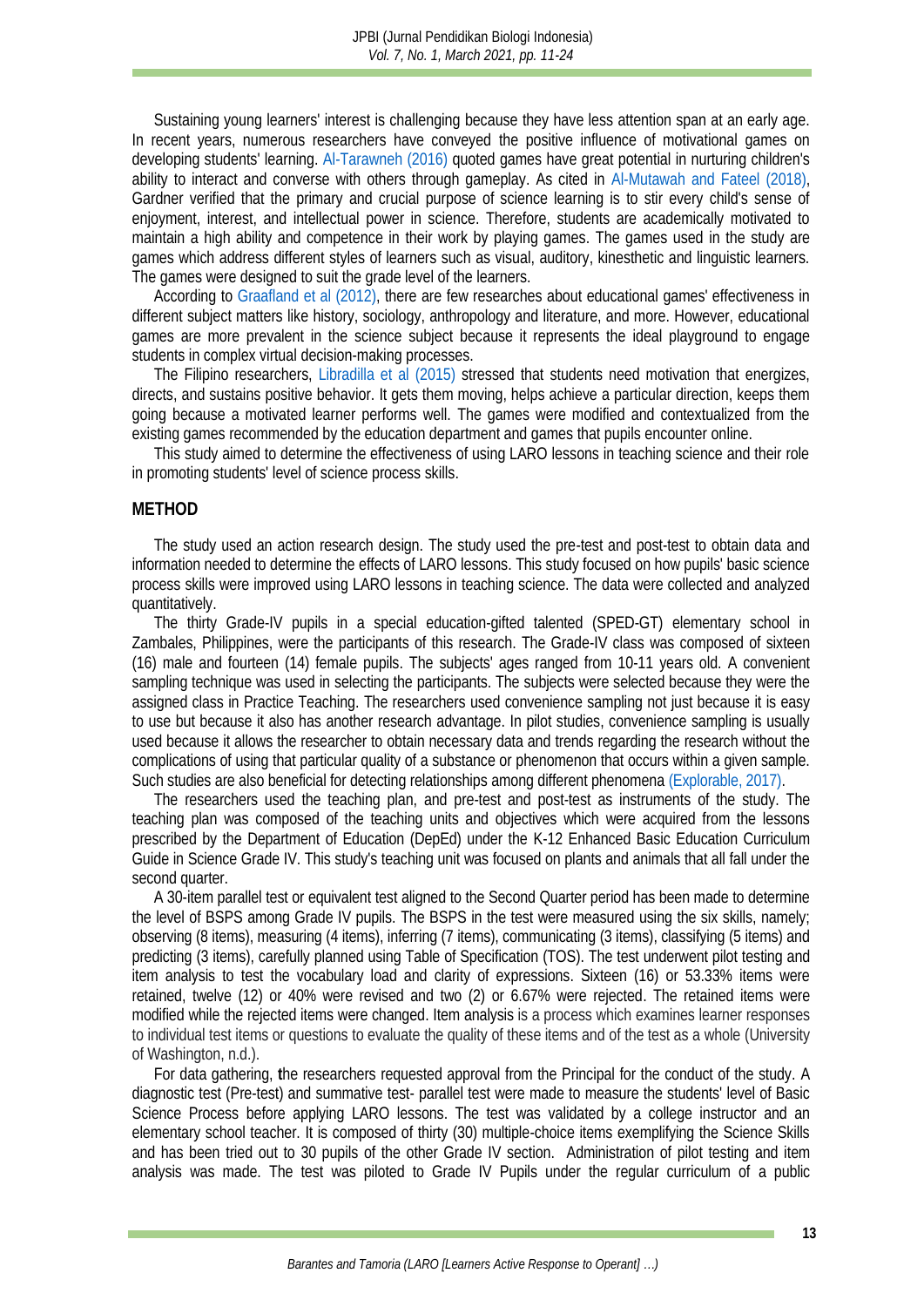Sustaining young learners' interest is challenging because they have less attention span at an early age. In recent years, numerous researchers have conveyed the positive influence of motivational games on developing students' learning. Al-Tarawneh (2016) quoted games have great potential in nurturing children's ability to interact and converse with others through gameplay. As cited in Al-Mutawah and Fateel (2018), Gardner verified that the primary and crucial purpose of science learning is to stir every child's sense of enjoyment, interest, and intellectual power in science. Therefore, students are academically motivated to maintain a high ability and competence in their work by playing games. The games used in the study are games which address different styles of learners such as visual, auditory, kinesthetic and linguistic learners. The games were designed to suit the grade level of the learners.

According to Graafland et al (2012), there are few researches about educational games' effectiveness in different subject matters like history, sociology, anthropology and literature, and more. However, educational games are more prevalent in the science subject because it represents the ideal playground to engage students in complex virtual decision-making processes.

The Filipino researchers, Libradilla et al (2015) stressed that students need motivation that energizes, directs, and sustains positive behavior. It gets them moving, helps achieve a particular direction, keeps them going because a motivated learner performs well. The games were modified and contextualized from the existing games recommended by the education department and games that pupils encounter online.

This study aimed to determine the effectiveness of using LARO lessons in teaching science and their role in promoting students' level of science process skills.

## METHOD

The study used an action research design. The study used the pre-test and post-test to obtain data and information needed to determine the effects of LARO lessons. This study focused on how pupils' basic science process skills were improved using LARO lessons in teaching science. The data were collected and analyzed quantitatively.

The thirty Grade-IV pupils in a special education-gifted talented (SPED-GT) elementary school in Zambales, Philippines, were the participants of this research. The Grade-IV class was composed of sixteen (16) male and fourteen (14) female pupils. The subjects' ages ranged from 10-11 years old. A convenient sampling technique was used in selecting the participants. The subjects were selected because they were the assigned class in Practice Teaching. The researchers used convenience sampling not just because it is easy to use but because it also has another research advantage. In pilot studies, convenience sampling is usually used because it allows the researcher to obtain necessary data and trends regarding the research without the complications of using that particular quality of a substance or phenomenon that occurs within a given sample. Such studies are also beneficial for detecting relationships among different phenomena (Explorable, 2017).

The researchers used the teaching plan, and pre-test and post-test as instruments of the study. The teaching plan was composed of the teaching units and objectives which were acquired from the lessons prescribed by the Department of Education (DepEd) under the K-12 Enhanced Basic Education Curriculum Guide in Science Grade IV. This study's teaching unit was focused on plants and animals that all fall under the second quarter.

A 30-item parallel test or equivalent test aligned to the Second Quarter period has been made to determine the level of BSPS among Grade IV pupils. The BSPS in the test were measured using the six skills, namely; observing (8 items), measuring (4 items), inferring (7 items), communicating (3 items), classifying (5 items) and predicting (3 items), carefully planned using Table of Specification (TOS). The test underwent pilot testing and item analysis to test the vocabulary load and clarity of expressions. Sixteen (16) or 53.33% items were retained, twelve (12) or 40% were revised and two (2) or 6.67% were rejected. The retained items were modified while the rejected items were changed. Item analysis is a process which examines learner responses to individual test items or questions to evaluate the quality of these items and of the test as a whole (University of Washington, n.d.).

For data gathering, the researchers requested approval from the Principal for the conduct of the study. A diagnostic test (Pre-test) and summative test- parallel test were made to measure the students' level of Basic Science Process before applying LARO lessons. The test was validated by a college instructor and an elementary school teacher. It is composed of thirty (30) multiple-choice items exemplifying the Science Skills and has been tried out to 30 pupils of the other Grade IV section. Administration of pilot testing and item analysis was made. The test was piloted to Grade IV Pupils under the regular curriculum of a public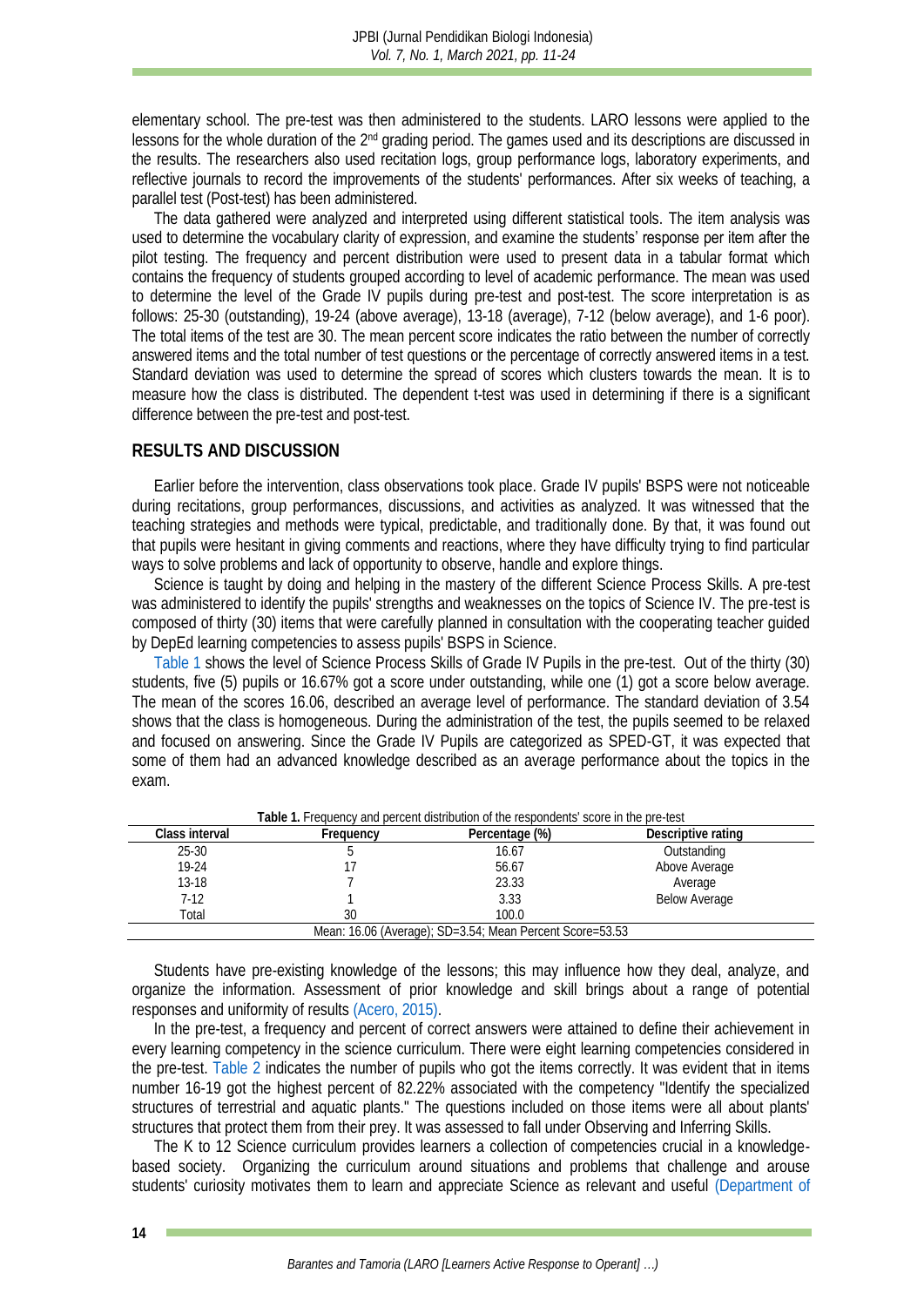elementary school. The pre-test was then administered to the students. LARO lessons were applied to the lessons for the whole duration of the 2nd grading period. The games used and its descriptions are discussed in the results. The researchers also used recitation logs, group performance logs, laboratory experiments, and reflective journals to record the improvements of the students' performances. After six weeks of teaching, a parallel test (Post-test) has been administered.

The data gathered were analyzed and interpreted using different statistical tools. The item analysis was used to determine the vocabulary clarity of expression, and examine the students' response per item after the pilot testing. The frequency and percent distribution were used to present data in a tabular format which contains the frequency of students grouped according to level of academic performance. The mean was used to determine the level of the Grade IV pupils during pre-test and post-test. The score interpretation is as follows: 25-30 (outstanding), 19-24 (above average), 13-18 (average), 7-12 (below average), and 1-6 poor). The total items of the test are 30. The mean percent score indicates the ratio between the number of correctly answered items and the total number of test questions or the percentage of correctly answered items in a test. Standard deviation was used to determine the spread of scores which clusters towards the mean. It is to measure how the class is distributed. The dependent t-test was used in determining if there is a significant difference between the pre-test and post-test.

## RESULTS AND DISCUSSION

Earlier before the intervention, class observations took place. Grade IV pupils' BSPS were not noticeable during recitations, group performances, discussions, and activities as analyzed. It was witnessed that the teaching strategies and methods were typical, predictable, and traditionally done. By that, it was found out that pupils were hesitant in giving comments and reactions, where they have difficulty trying to find particular ways to solve problems and lack of opportunity to observe, handle and explore things.

Science is taught by doing and helping in the mastery of the different Science Process Skills. A pre-test was administered to identify the pupils' strengths and weaknesses on the topics of Science IV. The pre-test is composed of thirty (30) items that were carefully planned in consultation with the cooperating teacher guided by DepEd learning competencies to assess pupils' BSPS in Science.

Table 1 shows the level of Science Process Skills of Grade IV Pupils in the pre-test. Out of the thirty (30) students, five (5) pupils or 16.67% got a score under outstanding, while one (1) got a score below average. The mean of the scores 16.06, described an average level of performance. The standard deviation of 3.54 shows that the class is homogeneous. During the administration of the test, the pupils seemed to be relaxed and focused on answering. Since the Grade IV Pupils are categorized as SPED-GT, it was expected that some of them had an advanced knowledge described as an average performance about the topics in the exam.

**Table 1.** Frequency and percent distribution of the respondents' score in the pre-test

| Class interval | Frequency | Percentage (%) | Descriptive rating |
|---|---|---|---|
| 25-30 | 5 | 16.67 | Outstanding |
| 19-24 | 17 | 56.67 | Above Average |
| 13-18 | 7 | 23.33 | Average |
| 7-12 | 1 | 3.33 | Below Average |
| Total | 30 | 100.0 | |
| Mean: 16.06 (Average); SD=3.54; Mean Percent Score=53.53 | | | |

Students have pre-existing knowledge of the lessons; this may influence how they deal, analyze, and organize the information. Assessment of prior knowledge and skill brings about a range of potential responses and uniformity of results (Acero, 2015).

In the pre-test, a frequency and percent of correct answers were attained to define their achievement in every learning competency in the science curriculum. There were eight learning competencies considered in the pre-test. Table 2 indicates the number of pupils who got the items correctly. It was evident that in items number 16-19 got the highest percent of 82.22% associated with the competency "Identify the specialized structures of terrestrial and aquatic plants." The questions included on those items were all about plants' structures that protect them from their prey. It was assessed to fall under Observing and Inferring Skills.

The K to 12 Science curriculum provides learners a collection of competencies crucial in a knowledge-based society. Organizing the curriculum around situations and problems that challenge and arouse students' curiosity motivates them to learn and appreciate Science as relevant and useful (Department of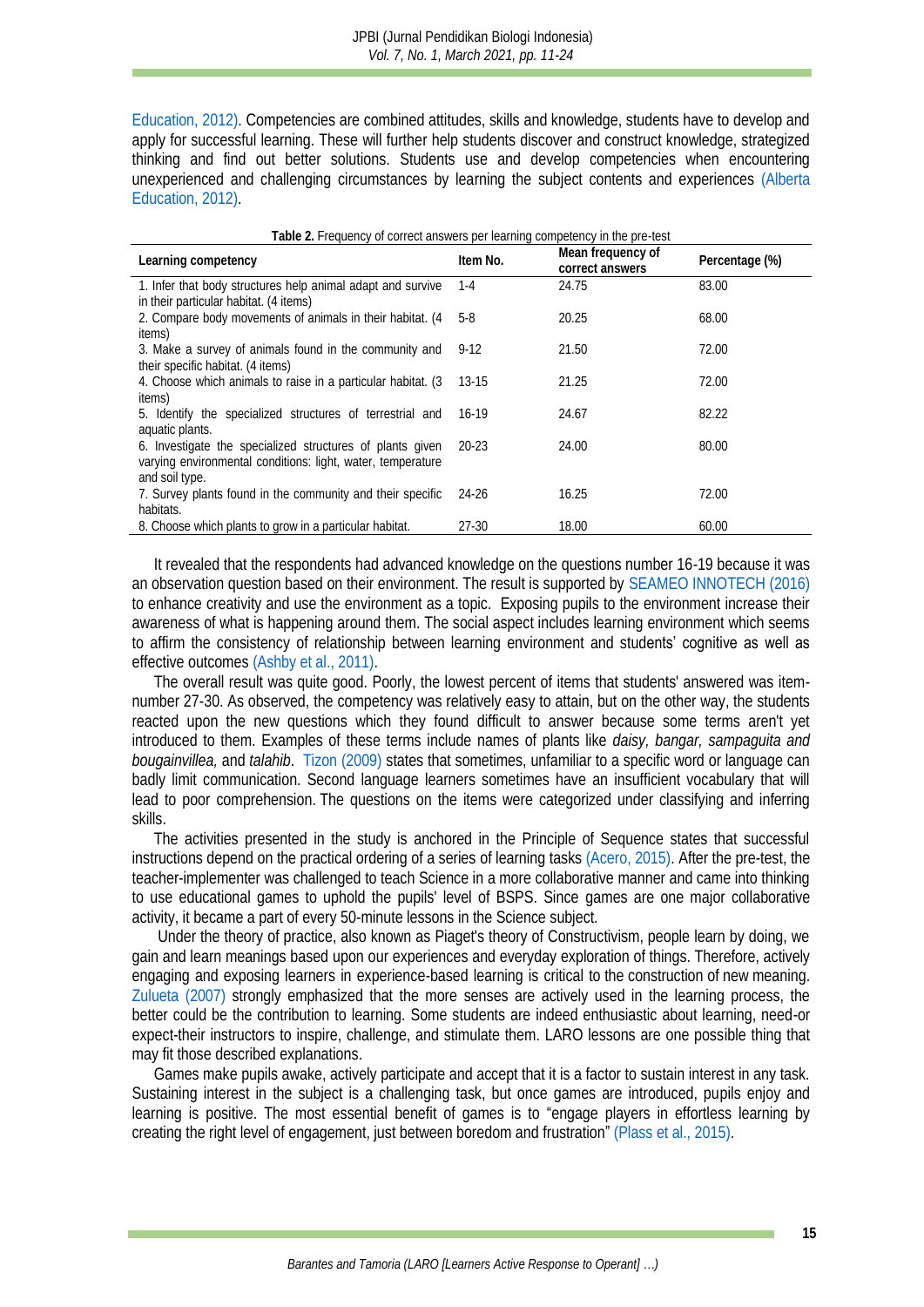Education, 2012). Competencies are combined attitudes, skills and knowledge, students have to develop and apply for successful learning. These will further help students discover and construct knowledge, strategized thinking and find out better solutions. Students use and develop competencies when encountering unexperienced and challenging circumstances by learning the subject contents and experiences (Alberta Education, 2012).

**Table 2.** Frequency of correct answers per learning competency in the pre-test

| Learning competency | Item No. | Mean frequency of correct answers | Percentage (%) |
|---|---|---|---|
| 1. Infer that body structures help animal adapt and survive in their particular habitat. (4 items) | 1-4 | 24.75 | 83.00 |
| 2. Compare body movements of animals in their habitat. (4 items) | 5-8 | 20.25 | 68.00 |
| 3. Make a survey of animals found in the community and their specific habitat. (4 items) | 9-12 | 21.50 | 72.00 |
| 4. Choose which animals to raise in a particular habitat. (3 items) | 13-15 | 21.25 | 72.00 |
| 5. Identify the specialized structures of terrestrial and aquatic plants. | 16-19 | 24.67 | 82.22 |
| 6. Investigate the specialized structures of plants given varying environmental conditions: light, water, temperature and soil type. | 20-23 | 24.00 | 80.00 |
| 7. Survey plants found in the community and their specific habitats. | 24-26 | 16.25 | 72.00 |
| 8. Choose which plants to grow in a particular habitat. | 27-30 | 18.00 | 60.00 |

It revealed that the respondents had advanced knowledge on the questions number 16-19 because it was an observation question based on their environment. The result is supported by SEAMEO INNOTECH (2016) to enhance creativity and use the environment as a topic. Exposing pupils to the environment increase their awareness of what is happening around them. The social aspect includes learning environment which seems to affirm the consistency of relationship between learning environment and students' cognitive as well as effective outcomes (Ashby et al., 2011).

The overall result was quite good. Poorly, the lowest percent of items that students' answered was item-number 27-30. As observed, the competency was relatively easy to attain, but on the other way, the students reacted upon the new questions which they found difficult to answer because some terms aren't yet introduced to them. Examples of these terms include names of plants like *daisy, bangar, sampaguita and bougainvillea,* and *talahib*. Tizon (2009) states that sometimes, unfamiliar to a specific word or language can badly limit communication. Second language learners sometimes have an insufficient vocabulary that will lead to poor comprehension. The questions on the items were categorized under classifying and inferring skills.

The activities presented in the study is anchored in the Principle of Sequence states that successful instructions depend on the practical ordering of a series of learning tasks (Acero, 2015). After the pre-test, the teacher-implementer was challenged to teach Science in a more collaborative manner and came into thinking to use educational games to uphold the pupils' level of BSPS. Since games are one major collaborative activity, it became a part of every 50-minute lessons in the Science subject.

Under the theory of practice, also known as Piaget's theory of Constructivism, people learn by doing, we gain and learn meanings based upon our experiences and everyday exploration of things. Therefore, actively engaging and exposing learners in experience-based learning is critical to the construction of new meaning. Zulueta (2007) strongly emphasized that the more senses are actively used in the learning process, the better could be the contribution to learning. Some students are indeed enthusiastic about learning, need-or expect-their instructors to inspire, challenge, and stimulate them. LARO lessons are one possible thing that may fit those described explanations.

Games make pupils awake, actively participate and accept that it is a factor to sustain interest in any task. Sustaining interest in the subject is a challenging task, but once games are introduced, pupils enjoy and learning is positive. The most essential benefit of games is to "engage players in effortless learning by creating the right level of engagement, just between boredom and frustration" (Plass et al., 2015).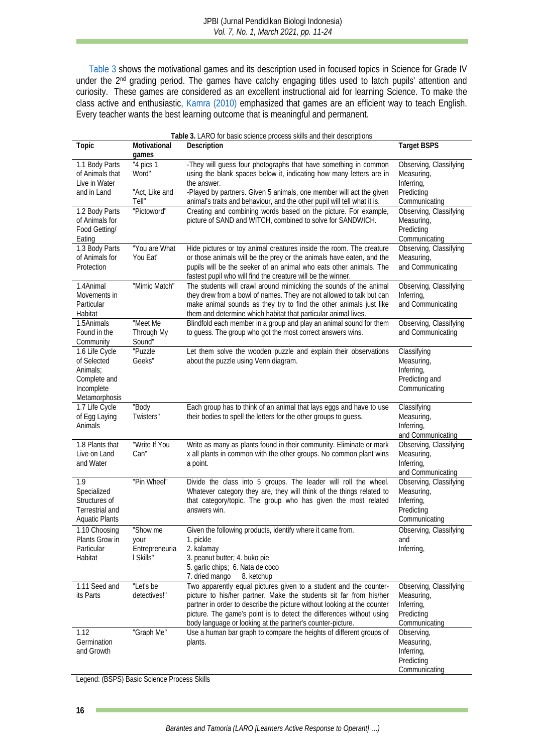Table 3 shows the motivational games and its description used in focused topics in Science for Grade IV under the 2nd grading period. The games have catchy engaging titles used to latch pupils' attention and curiosity. These games are considered as an excellent instructional aid for learning Science. To make the class active and enthusiastic, Kamra (2010) emphasized that games are an efficient way to teach English. Every teacher wants the best learning outcome that is meaningful and permanent.

**Table 3.** LARO for basic science process skills and their descriptions

| Topic | Motivational games | Description | Target BSPS |
|---|---|---|---|
| 1.1 Body Parts of Animals that Live in Water and in Land | "4 pics 1 Word"<br><br>"Act, Like and Tell" | -They will guess four photographs that have something in common using the blank spaces below it, indicating how many letters are in the answer.<br>-Played by partners. Given 5 animals, one member will act the given animal's traits and behaviour, and the other pupil will tell what it is. | Observing, Classifying Measuring, Inferring, Predicting Communicating |
| 1.2 Body Parts of Animals for Food Getting/ Eating | "Pictoword" | Creating and combining words based on the picture. For example, picture of SAND and WITCH, combined to solve for SANDWICH. | Observing, Classifying Measuring, Predicting Communicating |
| 1.3 Body Parts of Animals for Protection | "You are What You Eat" | Hide pictures or toy animal creatures inside the room. The creature or those animals will be the prey or the animals have eaten, and the pupils will be the seeker of an animal who eats other animals. The fastest pupil who will find the creature will be the winner. | Observing, Classifying Measuring, and Communicating |
| 1.4Animal Movements in Particular Habitat | "Mimic Match" | The students will crawl around mimicking the sounds of the animal they drew from a bowl of names. They are not allowed to talk but can make animal sounds as they try to find the other animals just like them and determine which habitat that particular animal lives. | Observing, Classifying Inferring, and Communicating |
| 1.5Animals Found in the Community | "Meet Me Through My Sound" | Blindfold each member in a group and play an animal sound for them to guess. The group who got the most correct answers wins. | Observing, Classifying and Communicating |
| 1.6 Life Cycle of Selected Animals; Complete and Incomplete Metamorphosis | "Puzzle Geeks" | Let them solve the wooden puzzle and explain their observations about the puzzle using Venn diagram. | Classifying Measuring, Inferring, Predicting and Communicating |
| 1.7 Life Cycle of Egg Laying Animals | "Body Twisters" | Each group has to think of an animal that lays eggs and have to use their bodies to spell the letters for the other groups to guess. | Classifying Measuring, Inferring, and Communicating |
| 1.8 Plants that Live on Land and Water | "Write If You Can" | Write as many as plants found in their community. Eliminate or mark x all plants in common with the other groups. No common plant wins a point. | Observing, Classifying Measuring, Inferring, and Communicating |
| 1.9 Specialized Structures of Terrestrial and Aquatic Plants | "Pin Wheel" | Divide the class into 5 groups. The leader will roll the wheel. Whatever category they are, they will think of the things related to that category/topic. The group who has given the most related answers win. | Observing, Classifying Measuring, Inferring, Predicting Communicating |
| 1.10 Choosing Plants Grow in Particular Habitat | "Show me your Entrepreneuria l Skills" | Given the following products, identify where it came from.<br>1. pickle<br>2. kalamay<br>3. peanut butter; 4. buko pie<br>5. garlic chips; 6. Nata de coco<br>7. dried mango 8. ketchup | Observing, Classifying and Inferring, |
| 1.11 Seed and its Parts | "Let's be detectives!" | Two apparently equal pictures given to a student and the counter-picture to his/her partner. Make the students sit far from his/her partner in order to describe the picture without looking at the counter picture. The game's point is to detect the differences without using body language or looking at the partner's counter-picture. | Observing, Classifying Measuring, Inferring, Predicting Communicating |
| 1.12 Germination and Growth | "Graph Me" | Use a human bar graph to compare the heights of different groups of plants. | Observing, Measuring, Inferring, Predicting Communicating |

Legend: (BSPS) Basic Science Process Skills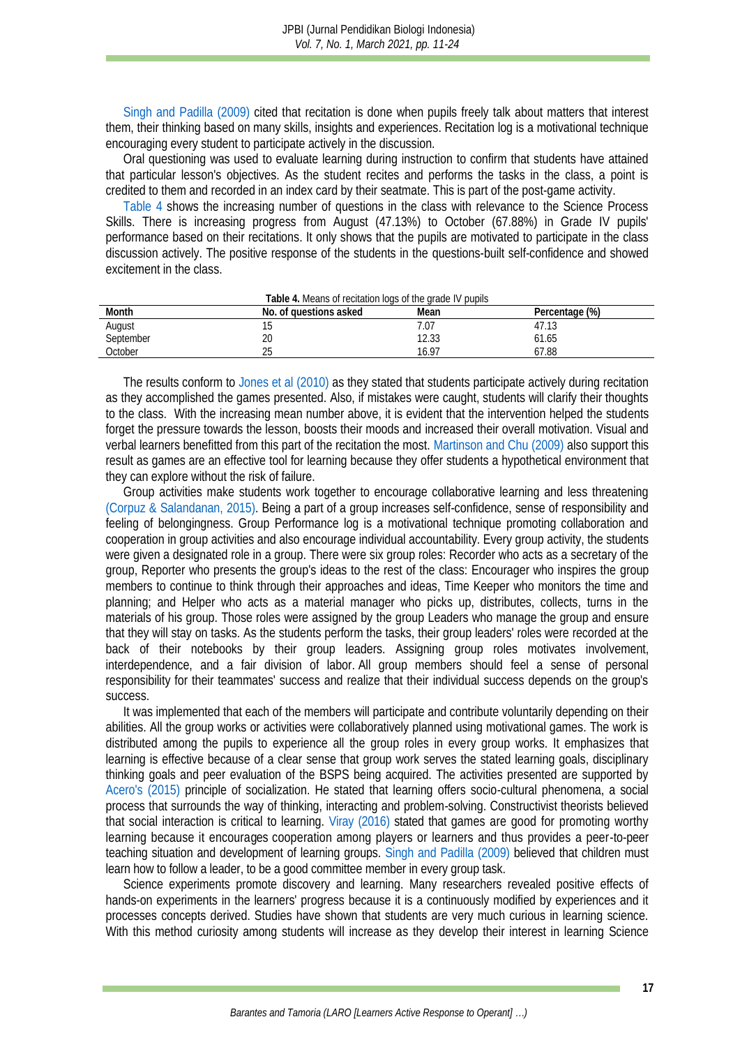Singh and Padilla (2009) cited that recitation is done when pupils freely talk about matters that interest them, their thinking based on many skills, insights and experiences. Recitation log is a motivational technique encouraging every student to participate actively in the discussion.

Oral questioning was used to evaluate learning during instruction to confirm that students have attained that particular lesson's objectives. As the student recites and performs the tasks in the class, a point is credited to them and recorded in an index card by their seatmate. This is part of the post-game activity.

Table 4 shows the increasing number of questions in the class with relevance to the Science Process Skills. There is increasing progress from August (47.13%) to October (67.88%) in Grade IV pupils' performance based on their recitations. It only shows that the pupils are motivated to participate in the class discussion actively. The positive response of the students in the questions-built self-confidence and showed excitement in the class.

**Table 4.** Means of recitation logs of the grade IV pupils

| Month | No. of questions asked | Mean | Percentage (%) |
|---|---|---|---|
| August | 15 | 7.07 | 47.13 |
| September | 20 | 12.33 | 61.65 |
| October | 25 | 16.97 | 67.88 |

The results conform to Jones et al (2010) as they stated that students participate actively during recitation as they accomplished the games presented. Also, if mistakes were caught, students will clarify their thoughts to the class. With the increasing mean number above, it is evident that the intervention helped the students forget the pressure towards the lesson, boosts their moods and increased their overall motivation. Visual and verbal learners benefitted from this part of the recitation the most. Martinson and Chu (2009) also support this result as games are an effective tool for learning because they offer students a hypothetical environment that they can explore without the risk of failure.

Group activities make students work together to encourage collaborative learning and less threatening (Corpuz & Salandanan, 2015). Being a part of a group increases self-confidence, sense of responsibility and feeling of belongingness. Group Performance log is a motivational technique promoting collaboration and cooperation in group activities and also encourage individual accountability. Every group activity, the students were given a designated role in a group. There were six group roles: Recorder who acts as a secretary of the group, Reporter who presents the group's ideas to the rest of the class: Encourager who inspires the group members to continue to think through their approaches and ideas, Time Keeper who monitors the time and planning; and Helper who acts as a material manager who picks up, distributes, collects, turns in the materials of his group. Those roles were assigned by the group Leaders who manage the group and ensure that they will stay on tasks. As the students perform the tasks, their group leaders' roles were recorded at the back of their notebooks by their group leaders. Assigning group roles motivates involvement, interdependence, and a fair division of labor. All group members should feel a sense of personal responsibility for their teammates' success and realize that their individual success depends on the group's success.

It was implemented that each of the members will participate and contribute voluntarily depending on their abilities. All the group works or activities were collaboratively planned using motivational games. The work is distributed among the pupils to experience all the group roles in every group works. It emphasizes that learning is effective because of a clear sense that group work serves the stated learning goals, disciplinary thinking goals and peer evaluation of the BSPS being acquired. The activities presented are supported by Acero's (2015) principle of socialization. He stated that learning offers socio-cultural phenomena, a social process that surrounds the way of thinking, interacting and problem-solving. Constructivist theorists believed that social interaction is critical to learning. Viray (2016) stated that games are good for promoting worthy learning because it encourages cooperation among players or learners and thus provides a peer-to-peer teaching situation and development of learning groups. Singh and Padilla (2009) believed that children must learn how to follow a leader, to be a good committee member in every group task.

Science experiments promote discovery and learning. Many researchers revealed positive effects of hands-on experiments in the learners' progress because it is a continuously modified by experiences and it processes concepts derived. Studies have shown that students are very much curious in learning science. With this method curiosity among students will increase as they develop their interest in learning Science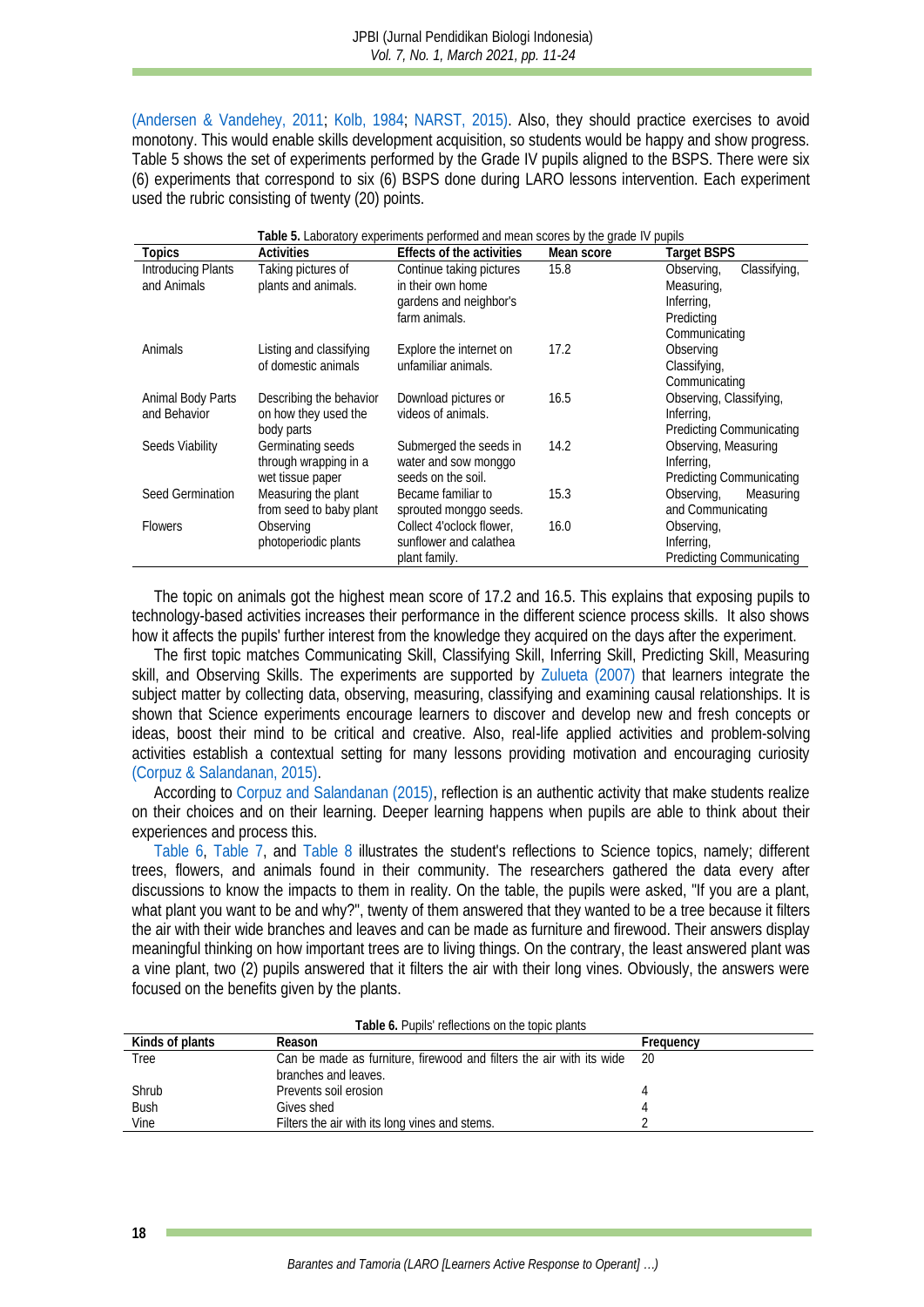(Andersen & Vandehey, 2011; Kolb, 1984; NARST, 2015). Also, they should practice exercises to avoid monotony. This would enable skills development acquisition, so students would be happy and show progress. Table 5 shows the set of experiments performed by the Grade IV pupils aligned to the BSPS. There were six (6) experiments that correspond to six (6) BSPS done during LARO lessons intervention. Each experiment used the rubric consisting of twenty (20) points.

**Table 5.** Laboratory experiments performed and mean scores by the grade IV pupils

| Topics | Activities | Effects of the activities | Mean score | Target BSPS |
|---|---|---|---|---|
| Introducing Plants and Animals | Taking pictures of plants and animals. | Continue taking pictures in their own home gardens and neighbor's farm animals. | 15.8 | Observing, Classifying, Measuring, Inferring, Predicting Communicating |
| Animals | Listing and classifying of domestic animals | Explore the internet on unfamiliar animals. | 17.2 | Observing Classifying, Communicating |
| Animal Body Parts and Behavior | Describing the behavior on how they used the body parts | Download pictures or videos of animals. | 16.5 | Observing, Classifying, Inferring, Predicting Communicating |
| Seeds Viability | Germinating seeds through wrapping in a wet tissue paper | Submerged the seeds in water and sow monggo seeds on the soil. | 14.2 | Observing, Measuring Inferring, Predicting Communicating |
| Seed Germination | Measuring the plant from seed to baby plant | Became familiar to sprouted monggo seeds. | 15.3 | Observing, Measuring and Communicating |
| Flowers | Observing photoperiodic plants | Collect 4'oclock flower, sunflower and calathea plant family. | 16.0 | Observing, Inferring, Predicting Communicating |

The topic on animals got the highest mean score of 17.2 and 16.5. This explains that exposing pupils to technology-based activities increases their performance in the different science process skills. It also shows how it affects the pupils' further interest from the knowledge they acquired on the days after the experiment.

The first topic matches Communicating Skill, Classifying Skill, Inferring Skill, Predicting Skill, Measuring skill, and Observing Skills. The experiments are supported by Zulueta (2007) that learners integrate the subject matter by collecting data, observing, measuring, classifying and examining causal relationships. It is shown that Science experiments encourage learners to discover and develop new and fresh concepts or ideas, boost their mind to be critical and creative. Also, real-life applied activities and problem-solving activities establish a contextual setting for many lessons providing motivation and encouraging curiosity (Corpuz & Salandanan, 2015).

According to Corpuz and Salandanan (2015), reflection is an authentic activity that make students realize on their choices and on their learning. Deeper learning happens when pupils are able to think about their experiences and process this.

Table 6, Table 7, and Table 8 illustrates the student's reflections to Science topics, namely; different trees, flowers, and animals found in their community. The researchers gathered the data every after discussions to know the impacts to them in reality. On the table, the pupils were asked, "If you are a plant, what plant you want to be and why?", twenty of them answered that they wanted to be a tree because it filters the air with their wide branches and leaves and can be made as furniture and firewood. Their answers display meaningful thinking on how important trees are to living things. On the contrary, the least answered plant was a vine plant, two (2) pupils answered that it filters the air with their long vines. Obviously, the answers were focused on the benefits given by the plants.

**Table 6.** Pupils' reflections on the topic plants

| Kinds of plants | Reason | Frequency |
|---|---|---|
| Tree | Can be made as furniture, firewood and filters the air with its wide branches and leaves. | 20 |
| Shrub | Prevents soil erosion | 4 |
| Bush | Gives shed | 4 |
| Vine | Filters the air with its long vines and stems. | 2 |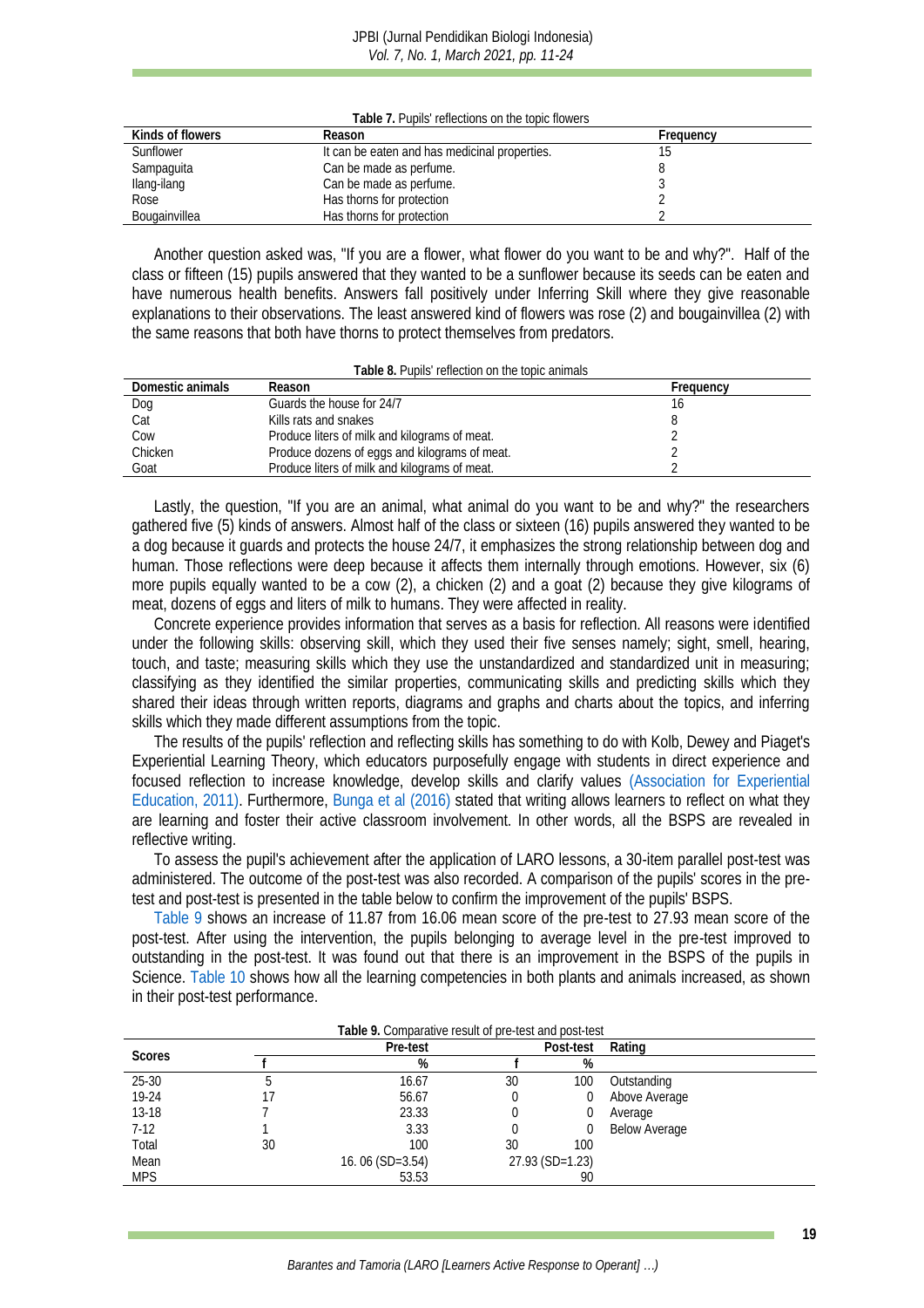**Table 7.** Pupils' reflections on the topic flowers

| Kinds of flowers | Reason | Frequency |
|---|---|---|
| Sunflower | It can be eaten and has medicinal properties. | 15 |
| Sampaguita | Can be made as perfume. | 8 |
| Ilang-ilang | Can be made as perfume. | 3 |
| Rose | Has thorns for protection | 2 |
| Bougainvillea | Has thorns for protection | 2 |

Another question asked was, "If you are a flower, what flower do you want to be and why?". Half of the class or fifteen (15) pupils answered that they wanted to be a sunflower because its seeds can be eaten and have numerous health benefits. Answers fall positively under Inferring Skill where they give reasonable explanations to their observations. The least answered kind of flowers was rose (2) and bougainvillea (2) with the same reasons that both have thorns to protect themselves from predators.

**Table 8.** Pupils' reflection on the topic animals

| Domestic animals | Reason | Frequency |
|---|---|---|
| Dog | Guards the house for 24/7 | 16 |
| Cat | Kills rats and snakes | 8 |
| Cow | Produce liters of milk and kilograms of meat. | 2 |
| Chicken | Produce dozens of eggs and kilograms of meat. | 2 |
| Goat | Produce liters of milk and kilograms of meat. | 2 |

Lastly, the question, "If you are an animal, what animal do you want to be and why?" the researchers gathered five (5) kinds of answers. Almost half of the class or sixteen (16) pupils answered they wanted to be a dog because it guards and protects the house 24/7, it emphasizes the strong relationship between dog and human. Those reflections were deep because it affects them internally through emotions. However, six (6) more pupils equally wanted to be a cow (2), a chicken (2) and a goat (2) because they give kilograms of meat, dozens of eggs and liters of milk to humans. They were affected in reality.

Concrete experience provides information that serves as a basis for reflection. All reasons were identified under the following skills: observing skill, which they used their five senses namely; sight, smell, hearing, touch, and taste; measuring skills which they use the unstandardized and standardized unit in measuring; classifying as they identified the similar properties, communicating skills and predicting skills which they shared their ideas through written reports, diagrams and graphs and charts about the topics, and inferring skills which they made different assumptions from the topic.

The results of the pupils' reflection and reflecting skills has something to do with Kolb, Dewey and Piaget's Experiential Learning Theory, which educators purposefully engage with students in direct experience and focused reflection to increase knowledge, develop skills and clarify values (Association for Experiential Education, 2011). Furthermore, Bunga et al (2016) stated that writing allows learners to reflect on what they are learning and foster their active classroom involvement. In other words, all the BSPS are revealed in reflective writing.

To assess the pupil's achievement after the application of LARO lessons, a 30-item parallel post-test was administered. The outcome of the post-test was also recorded. A comparison of the pupils' scores in the pre-test and post-test is presented in the table below to confirm the improvement of the pupils' BSPS.

Table 9 shows an increase of 11.87 from 16.06 mean score of the pre-test to 27.93 mean score of the post-test. After using the intervention, the pupils belonging to average level in the pre-test improved to outstanding in the post-test. It was found out that there is an improvement in the BSPS of the pupils in Science. Table 10 shows how all the learning competencies in both plants and animals increased, as shown in their post-test performance.

**Table 9.** Comparative result of pre-test and post-test

| Scores | Pre-test | | Post-test | | Rating |
|---|---|---|---|---|---|
| | f | % | f | % | |
| 25-30 | 5 | 16.67 | 30 | 100 | Outstanding |
| 19-24 | 17 | 56.67 | 0 | 0 | Above Average |
| 13-18 | 7 | 23.33 | 0 | 0 | Average |
| 7-12 | 1 | 3.33 | 0 | 0 | Below Average |
| Total | 30 | 100 | 30 | 100 | |
| Mean | | 16. 06 (SD=3.54) | | 27.93 (SD=1.23) | |
| MPS | | 53.53 | | 90 | |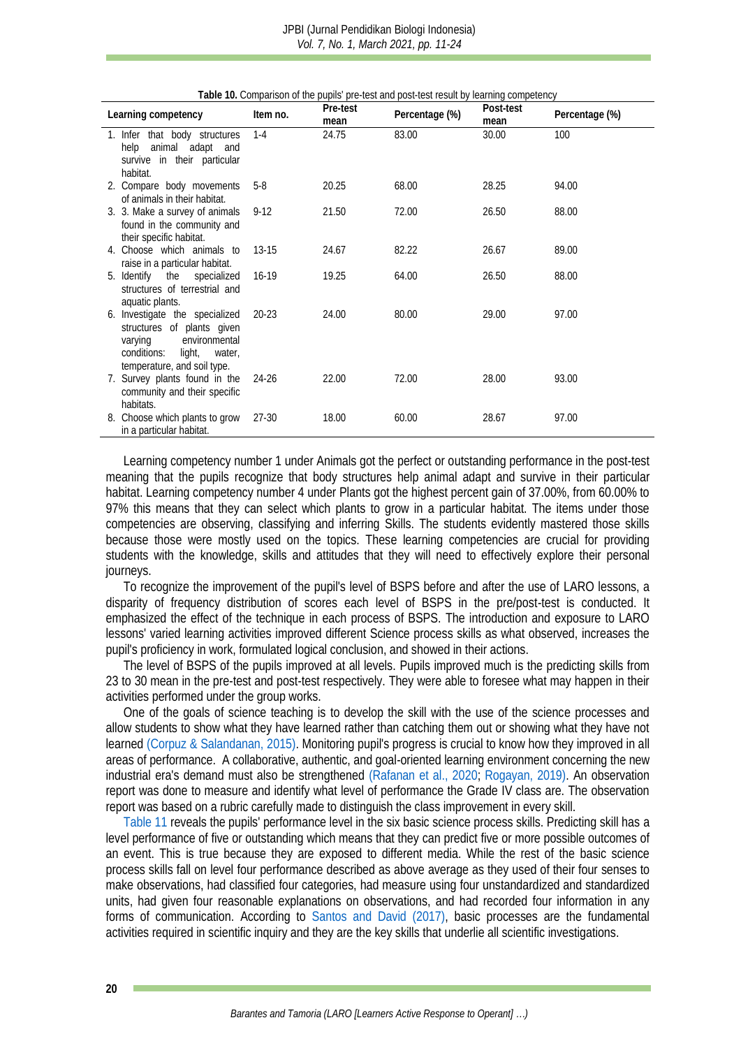**Table 10.** Comparison of the pupils' pre-test and post-test result by learning competency

| Learning competency | Item no. | Pre-test mean | Percentage (%) | Post-test mean | Percentage (%) |
|---|---|---|---|---|---|
| 1. Infer that body structures help animal adapt and survive in their particular habitat. | 1-4 | 24.75 | 83.00 | 30.00 | 100 |
| 2. Compare body movements of animals in their habitat. | 5-8 | 20.25 | 68.00 | 28.25 | 94.00 |
| 3. 3. Make a survey of animals found in the community and their specific habitat. | 9-12 | 21.50 | 72.00 | 26.50 | 88.00 |
| 4. Choose which animals to raise in a particular habitat. | 13-15 | 24.67 | 82.22 | 26.67 | 89.00 |
| 5. Identify the specialized structures of terrestrial and aquatic plants. | 16-19 | 19.25 | 64.00 | 26.50 | 88.00 |
| 6. Investigate the specialized structures of plants given varying environmental conditions: light, water, temperature, and soil type. | 20-23 | 24.00 | 80.00 | 29.00 | 97.00 |
| 7. Survey plants found in the community and their specific habitats. | 24-26 | 22.00 | 72.00 | 28.00 | 93.00 |
| 8. Choose which plants to grow in a particular habitat. | 27-30 | 18.00 | 60.00 | 28.67 | 97.00 |

Learning competency number 1 under Animals got the perfect or outstanding performance in the post-test meaning that the pupils recognize that body structures help animal adapt and survive in their particular habitat. Learning competency number 4 under Plants got the highest percent gain of 37.00%, from 60.00% to 97% this means that they can select which plants to grow in a particular habitat. The items under those competencies are observing, classifying and inferring Skills. The students evidently mastered those skills because those were mostly used on the topics. These learning competencies are crucial for providing students with the knowledge, skills and attitudes that they will need to effectively explore their personal journeys.

To recognize the improvement of the pupil's level of BSPS before and after the use of LARO lessons, a disparity of frequency distribution of scores each level of BSPS in the pre/post-test is conducted. It emphasized the effect of the technique in each process of BSPS. The introduction and exposure to LARO lessons' varied learning activities improved different Science process skills as what observed, increases the pupil's proficiency in work, formulated logical conclusion, and showed in their actions.

The level of BSPS of the pupils improved at all levels. Pupils improved much is the predicting skills from 23 to 30 mean in the pre-test and post-test respectively. They were able to foresee what may happen in their activities performed under the group works.

One of the goals of science teaching is to develop the skill with the use of the science processes and allow students to show what they have learned rather than catching them out or showing what they have not learned (Corpuz & Salandanan, 2015). Monitoring pupil's progress is crucial to know how they improved in all areas of performance. A collaborative, authentic, and goal-oriented learning environment concerning the new industrial era's demand must also be strengthened (Rafanan et al., 2020; Rogayan, 2019). An observation report was done to measure and identify what level of performance the Grade IV class are. The observation report was based on a rubric carefully made to distinguish the class improvement in every skill.

Table 11 reveals the pupils' performance level in the six basic science process skills. Predicting skill has a level performance of five or outstanding which means that they can predict five or more possible outcomes of an event. This is true because they are exposed to different media. While the rest of the basic science process skills fall on level four performance described as above average as they used of their four senses to make observations, had classified four categories, had measure using four unstandardized and standardized units, had given four reasonable explanations on observations, and had recorded four information in any forms of communication. According to Santos and David (2017), basic processes are the fundamental activities required in scientific inquiry and they are the key skills that underlie all scientific investigations.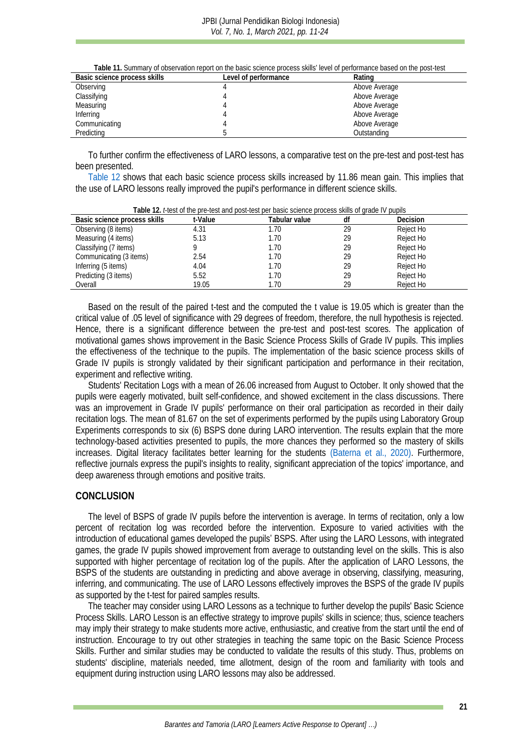**Table 11.** Summary of observation report on the basic science process skills' level of performance based on the post-test

| Basic science process skills | Level of performance | Rating |
|---|---|---|
| Observing | 4 | Above Average |
| Classifying | 4 | Above Average |
| Measuring | 4 | Above Average |
| Inferring | 4 | Above Average |
| Communicating | 4 | Above Average |
| Predicting | 5 | Outstanding |

To further confirm the effectiveness of LARO lessons, a comparative test on the pre-test and post-test has been presented.

Table 12 shows that each basic science process skills increased by 11.86 mean gain. This implies that the use of LARO lessons really improved the pupil's performance in different science skills.

**Table 12.** *t*-test of the pre-test and post-test per basic science process skills of grade IV pupils

| Basic science process skills | t-Value | Tabular value | df | Decision |
|---|---|---|---|---|
| Observing (8 items) | 4.31 | 1.70 | 29 | Reject Ho |
| Measuring (4 items) | 5.13 | 1.70 | 29 | Reject Ho |
| Classifying (7 items) | 9 | 1.70 | 29 | Reject Ho |
| Communicating (3 items) | 2.54 | 1.70 | 29 | Reject Ho |
| Inferring (5 items) | 4.04 | 1.70 | 29 | Reject Ho |
| Predicting (3 items) | 5.52 | 1.70 | 29 | Reject Ho |
| Overall | 19.05 | 1.70 | 29 | Reject Ho |

Based on the result of the paired t-test and the computed the t value is 19.05 which is greater than the critical value of .05 level of significance with 29 degrees of freedom, therefore, the null hypothesis is rejected. Hence, there is a significant difference between the pre-test and post-test scores. The application of motivational games shows improvement in the Basic Science Process Skills of Grade IV pupils. This implies the effectiveness of the technique to the pupils. The implementation of the basic science process skills of Grade IV pupils is strongly validated by their significant participation and performance in their recitation, experiment and reflective writing.

Students' Recitation Logs with a mean of 26.06 increased from August to October. It only showed that the pupils were eagerly motivated, built self-confidence, and showed excitement in the class discussions. There was an improvement in Grade IV pupils' performance on their oral participation as recorded in their daily recitation logs. The mean of 81.67 on the set of experiments performed by the pupils using Laboratory Group Experiments corresponds to six (6) BSPS done during LARO intervention. The results explain that the more technology-based activities presented to pupils, the more chances they performed so the mastery of skills increases. Digital literacy facilitates better learning for the students (Baterna et al., 2020). Furthermore, reflective journals express the pupil's insights to reality, significant appreciation of the topics' importance, and deep awareness through emotions and positive traits.

## CONCLUSION

The level of BSPS of grade IV pupils before the intervention is average. In terms of recitation, only a low percent of recitation log was recorded before the intervention. Exposure to varied activities with the introduction of educational games developed the pupils' BSPS. After using the LARO Lessons, with integrated games, the grade IV pupils showed improvement from average to outstanding level on the skills. This is also supported with higher percentage of recitation log of the pupils. After the application of LARO Lessons, the BSPS of the students are outstanding in predicting and above average in observing, classifying, measuring, inferring, and communicating. The use of LARO Lessons effectively improves the BSPS of the grade IV pupils as supported by the t-test for paired samples results.

The teacher may consider using LARO Lessons as a technique to further develop the pupils' Basic Science Process Skills. LARO Lesson is an effective strategy to improve pupils' skills in science; thus, science teachers may imply their strategy to make students more active, enthusiastic, and creative from the start until the end of instruction. Encourage to try out other strategies in teaching the same topic on the Basic Science Process Skills. Further and similar studies may be conducted to validate the results of this study. Thus, problems on students' discipline, materials needed, time allotment, design of the room and familiarity with tools and equipment during instruction using LARO lessons may also be addressed.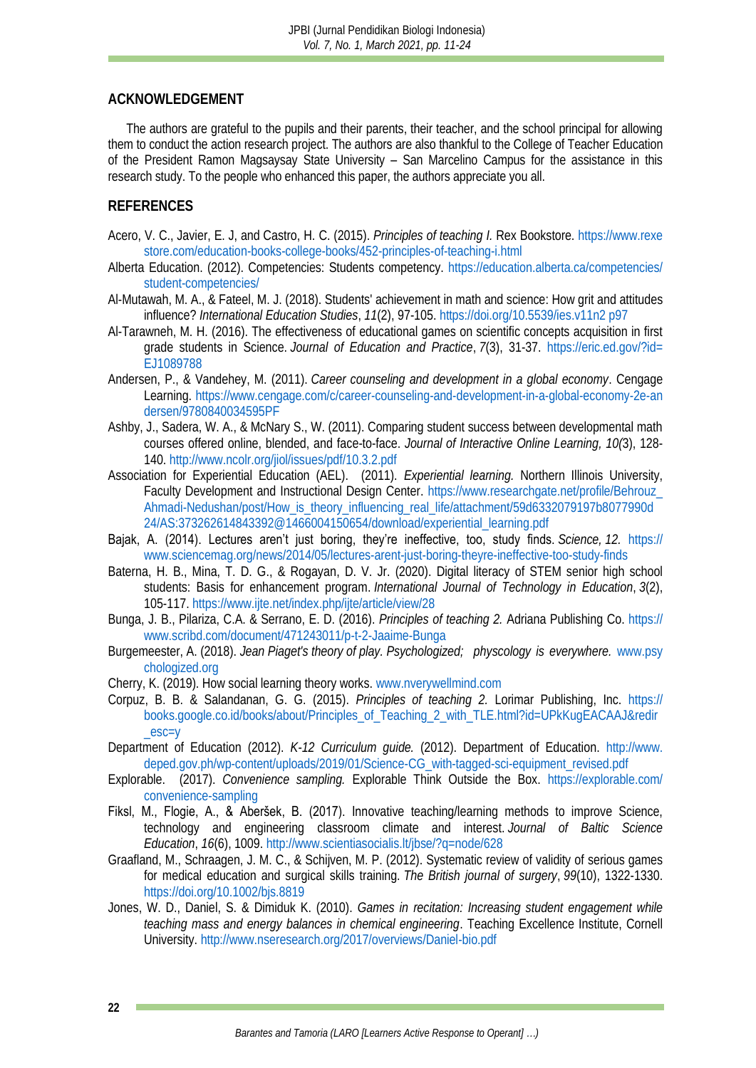## ACKNOWLEDGEMENT

The authors are grateful to the pupils and their parents, their teacher, and the school principal for allowing them to conduct the action research project. The authors are also thankful to the College of Teacher Education of the President Ramon Magsaysay State University – San Marcelino Campus for the assistance in this research study. To the people who enhanced this paper, the authors appreciate you all.

## REFERENCES

Acero, V. C., Javier, E. J, and Castro, H. C. (2015). *Principles of teaching I.* Rex Bookstore. https://www.rexestore.com/education-books-college-books/452-principles-of-teaching-i.html

Alberta Education. (2012). Competencies: Students competency. https://education.alberta.ca/competencies/student-competencies/

Al-Mutawah, M. A., & Fateel, M. J. (2018). Students' achievement in math and science: How grit and attitudes influence? *International Education Studies*, *11*(2), 97-105. https://doi.org/10.5539/ies.v11n2 p97

Al-Tarawneh, M. H. (2016). The effectiveness of educational games on scientific concepts acquisition in first grade students in Science. *Journal of Education and Practice*, *7*(3), 31-37. https://eric.ed.gov/?id=EJ1089788

Andersen, P., & Vandehey, M. (2011). *Career counseling and development in a global economy*. Cengage Learning. https://www.cengage.com/c/career-counseling-and-development-in-a-global-economy-2e-andersen/9780840034595PF

Ashby, J., Sadera, W. A., & McNary S., W. (2011). Comparing student success between developmental math courses offered online, blended, and face-to-face. *Journal of Interactive Online Learning, 10(*3), 128-140. http://www.ncolr.org/jiol/issues/pdf/10.3.2.pdf

Association for Experiential Education (AEL). (2011). *Experiential learning.* Northern Illinois University, Faculty Development and Instructional Design Center. https://www.researchgate.net/profile/Behrouz_Ahmadi-Nedushan/post/How_is_theory_influencing_real_life/attachment/59d6332079197b8077990d24/AS:373262614843392@1466004150654/download/experiential_learning.pdf

Bajak, A. (2014). Lectures aren't just boring, they're ineffective, too, study finds. *Science, 12.* https://www.sciencemag.org/news/2014/05/lectures-arent-just-boring-theyre-ineffective-too-study-finds

Baterna, H. B., Mina, T. D. G., & Rogayan, D. V. Jr. (2020). Digital literacy of STEM senior high school students: Basis for enhancement program. *International Journal of Technology in Education*, *3*(2), 105-117. https://www.ijte.net/index.php/ijte/article/view/28

Bunga, J. B., Pilariza, C.A. & Serrano, E. D. (2016). *Principles of teaching 2.* Adriana Publishing Co. https://www.scribd.com/document/471243011/p-t-2-Jaaime-Bunga

Burgemeester, A. (2018). *Jean Piaget's theory of play. Psychologized; physcology is everywhere.* www.psychologized.org

Cherry, K. (2019). How social learning theory works. www.nverywellmind.com

Corpuz, B. B. & Salandanan, G. G. (2015). *Principles of teaching 2.* Lorimar Publishing, Inc. https://books.google.co.id/books/about/Principles_of_Teaching_2_with_TLE.html?id=UPkKugEACAAJ&redir_esc=y

Department of Education (2012). *K-12 Curriculum guide.* (2012). Department of Education. http://www.deped.gov.ph/wp-content/uploads/2019/01/Science-CG_with-tagged-sci-equipment_revised.pdf

Explorable. (2017). *Convenience sampling.* Explorable Think Outside the Box. https://explorable.com/convenience-sampling

Fiksl, M., Flogie, A., & Aberšek, B. (2017). Innovative teaching/learning methods to improve Science, technology and engineering classroom climate and interest. *Journal of Baltic Science Education*, *16*(6), 1009. http://www.scientiasocialis.lt/jbse/?q=node/628

Graafland, M., Schraagen, J. M. C., & Schijven, M. P. (2012). Systematic review of validity of serious games for medical education and surgical skills training. *The British journal of surgery*, *99*(10), 1322-1330. https://doi.org/10.1002/bjs.8819

Jones, W. D., Daniel, S. & Dimiduk K. (2010). *Games in recitation: Increasing student engagement while teaching mass and energy balances in chemical engineering*. Teaching Excellence Institute, Cornell University. http://www.nseresearch.org/2017/overviews/Daniel-bio.pdf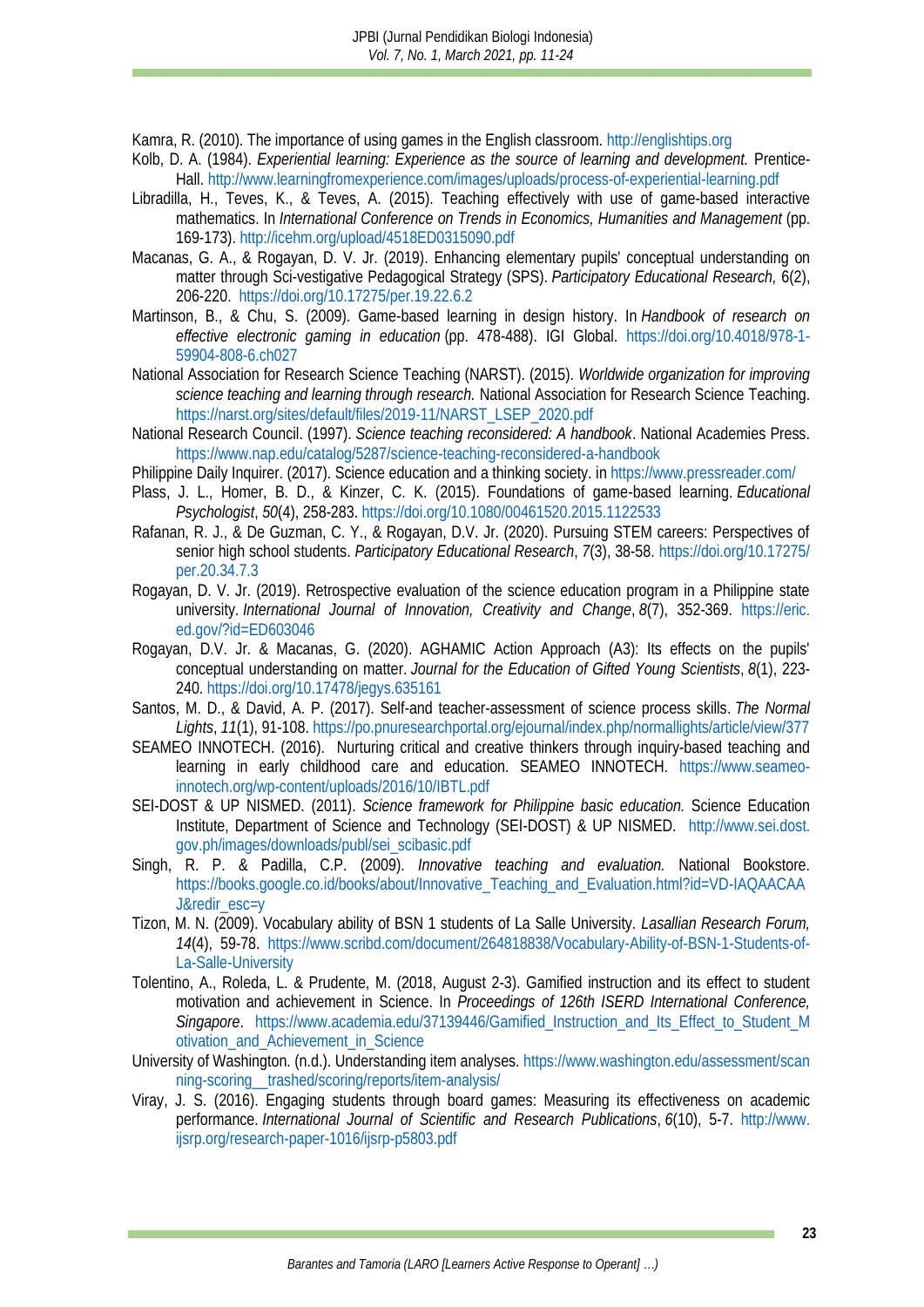Kamra, R. (2010). The importance of using games in the English classroom. http://englishtips.org

Kolb, D. A. (1984). *Experiential learning: Experience as the source of learning and development.* Prentice-Hall. http://www.learningfromexperience.com/images/uploads/process-of-experiential-learning.pdf

Libradilla, H., Teves, K., & Teves, A. (2015). Teaching effectively with use of game-based interactive mathematics. In *International Conference on Trends in Economics, Humanities and Management* (pp. 169-173). http://icehm.org/upload/4518ED0315090.pdf

Macanas, G. A., & Rogayan, D. V. Jr. (2019). Enhancing elementary pupils' conceptual understanding on matter through Sci-vestigative Pedagogical Strategy (SPS). *Participatory Educational Research,* 6(2), 206-220. https://doi.org/10.17275/per.19.22.6.2

Martinson, B., & Chu, S. (2009). Game-based learning in design history. In *Handbook of research on effective electronic gaming in education* (pp. 478-488). IGI Global. https://doi.org/10.4018/978-1-59904-808-6.ch027

National Association for Research Science Teaching (NARST). (2015). *Worldwide organization for improving science teaching and learning through research.* National Association for Research Science Teaching. https://narst.org/sites/default/files/2019-11/NARST_LSEP_2020.pdf

National Research Council. (1997). *Science teaching reconsidered: A handbook*. National Academies Press. https://www.nap.edu/catalog/5287/science-teaching-reconsidered-a-handbook

Philippine Daily Inquirer. (2017). Science education and a thinking society. in https://www.pressreader.com/

Plass, J. L., Homer, B. D., & Kinzer, C. K. (2015). Foundations of game-based learning. *Educational Psychologist*, *50*(4), 258-283. https://doi.org/10.1080/00461520.2015.1122533

Rafanan, R. J., & De Guzman, C. Y., & Rogayan, D.V. Jr. (2020). Pursuing STEM careers: Perspectives of senior high school students. *Participatory Educational Research*, *7*(3), 38-58. https://doi.org/10.17275/per.20.34.7.3

Rogayan, D. V. Jr. (2019). Retrospective evaluation of the science education program in a Philippine state university. *International Journal of Innovation, Creativity and Change*, *8*(7), 352-369. https://eric.ed.gov/?id=ED603046

Rogayan, D.V. Jr. & Macanas, G. (2020). AGHAMIC Action Approach (A3): Its effects on the pupils' conceptual understanding on matter. *Journal for the Education of Gifted Young Scientists*, *8*(1), 223-240. https://doi.org/10.17478/jegys.635161

Santos, M. D., & David, A. P. (2017). Self-and teacher-assessment of science process skills. *The Normal Lights*, *11*(1), 91-108. https://po.pnuresearchportal.org/ejournal/index.php/normallights/article/view/377

SEAMEO INNOTECH. (2016). Nurturing critical and creative thinkers through inquiry-based teaching and learning in early childhood care and education. SEAMEO INNOTECH. https://www.seameo-innotech.org/wp-content/uploads/2016/10/IBTL.pdf

SEI-DOST & UP NISMED. (2011). *Science framework for Philippine basic education.* Science Education Institute, Department of Science and Technology (SEI-DOST) & UP NISMED. http://www.sei.dost.gov.ph/images/downloads/publ/sei_scibasic.pdf

Singh, R. P. & Padilla, C.P. (2009). *Innovative teaching and evaluation.* National Bookstore. https://books.google.co.id/books/about/Innovative_Teaching_and_Evaluation.html?id=VD-IAQAACAAJ&redir_esc=y

Tizon, M. N. (2009). Vocabulary ability of BSN 1 students of La Salle University. *Lasallian Research Forum, 14*(4), 59-78. https://www.scribd.com/document/264818838/Vocabulary-Ability-of-BSN-1-Students-of-La-Salle-University

Tolentino, A., Roleda, L. & Prudente, M. (2018, August 2-3). Gamified instruction and its effect to student motivation and achievement in Science. In *Proceedings of 126th ISERD International Conference, Singapore*. https://www.academia.edu/37139446/Gamified_Instruction_and_Its_Effect_to_Student_Motivation_and_Achievement_in_Science

University of Washington. (n.d.). Understanding item analyses. https://www.washington.edu/assessment/scanning-scoring__trashed/scoring/reports/item-analysis/

Viray, J. S. (2016). Engaging students through board games: Measuring its effectiveness on academic performance. *International Journal of Scientific and Research Publications*, *6*(10), 5-7. http://www.ijsrp.org/research-paper-1016/ijsrp-p5803.pdf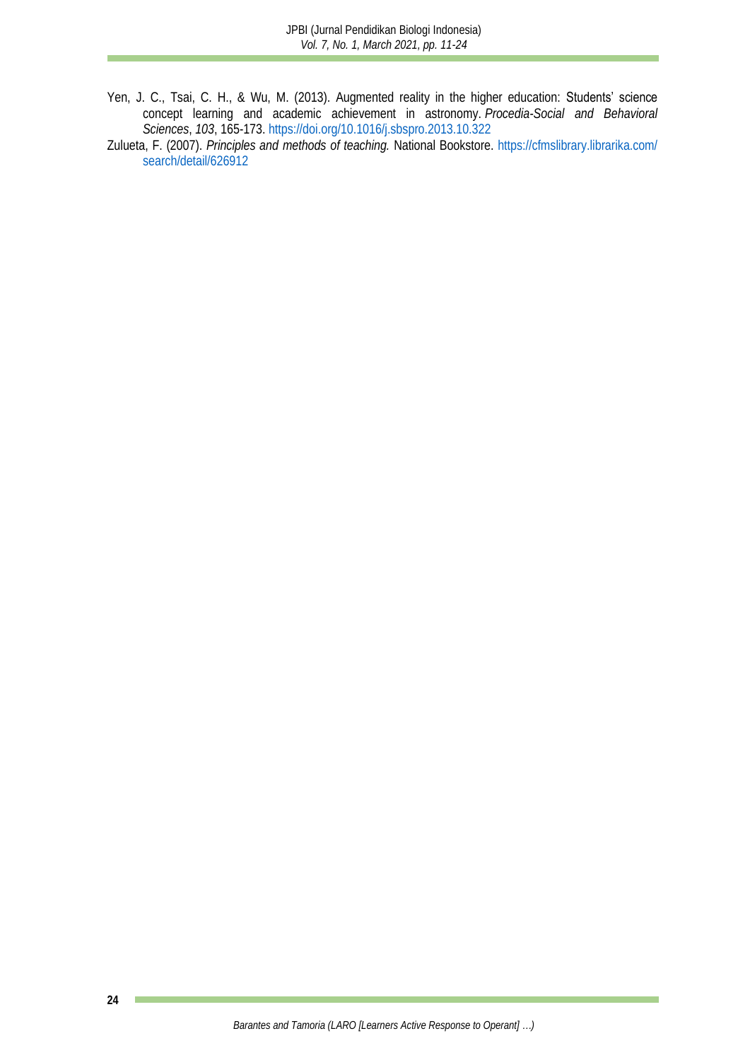Yen, J. C., Tsai, C. H., & Wu, M. (2013). Augmented reality in the higher education: Students' science concept learning and academic achievement in astronomy. *Procedia-Social and Behavioral Sciences*, *103*, 165-173. https://doi.org/10.1016/j.sbspro.2013.10.322

Zulueta, F. (2007). *Principles and methods of teaching.* National Bookstore. https://cfmslibrary.librarika.com/search/detail/626912